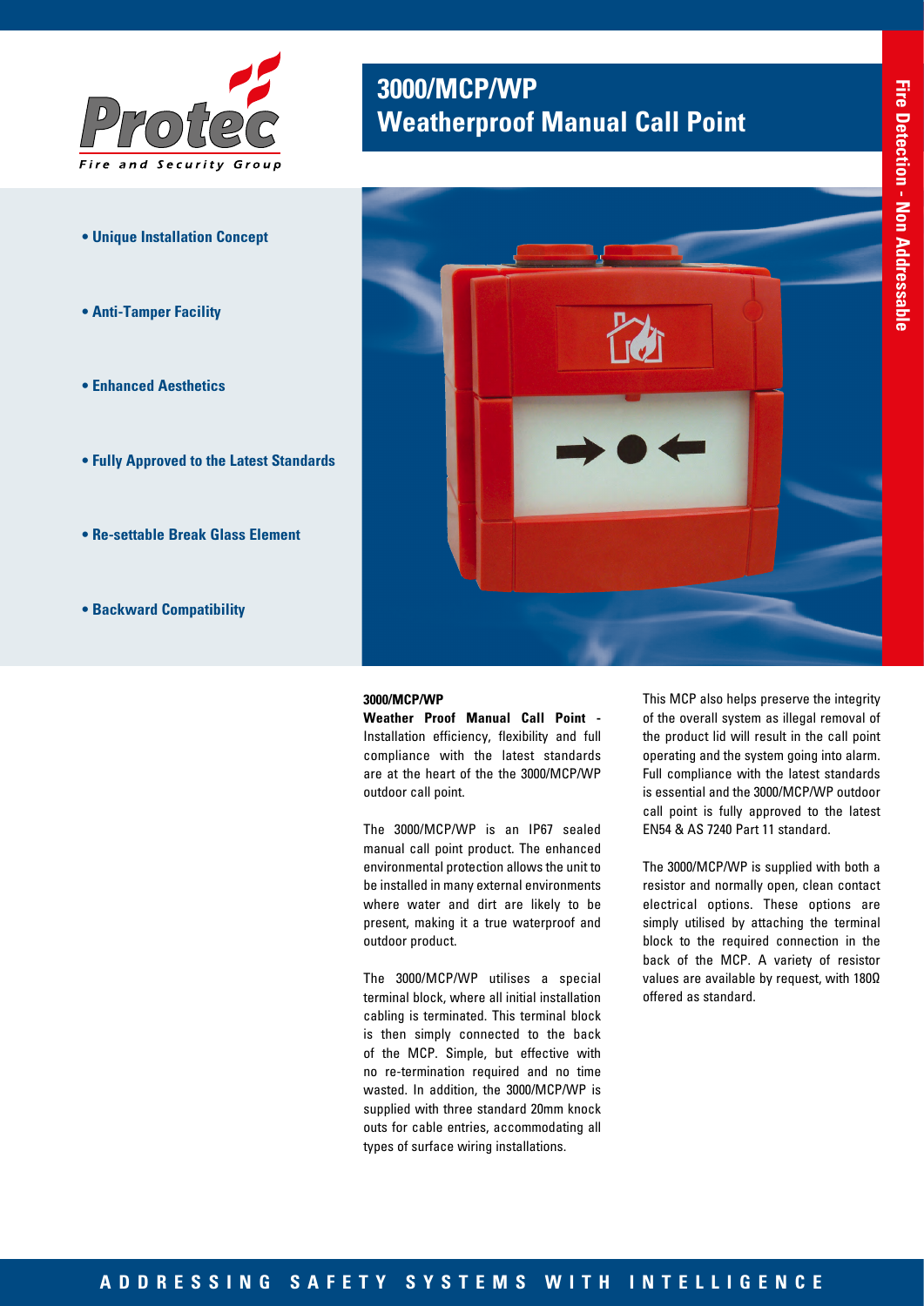# 3000/MCP/WP Weatherproof Manual Call Point

Fire Detection - Non Addressable

- **Unique Installation Concept**
- **Anti-Tamper Facility**
- **Enhanced Aesthetics**
- **Fully Approved to the Latest Standards**
- **Re-settable Break Glass Element**
- **Backward Compatibility**

**3000/MCP/WP**

**Weather Proof Manual Call Point** - Installation efficiency, flexibility and full compliance with the latest standards are at the heart of the the 3000/MCP/WP outdoor call point.

The 3000/MCP/WP is an IP67 sealed manual call point product. The enhanced environmental protection allows the unit to be installed in many external environments where water and dirt are likely to be present, making it a true waterproof and outdoor product.

The 3000/MCP/WP utilises a special terminal block, where all initial installation cabling is terminated. This terminal block is then simply connected to the back of the MCP. Simple, but effective with no re-termination required and no time wasted. In addition, the 3000/MCP/WP is supplied with three standard 20mm knock outs for cable entries, accommodating all types of surface wiring installations.

This MCP also helps preserve the integrity of the overall system as illegal removal of the product lid will result in the call point operating and the system going into alarm. Full compliance with the latest standards is essential and the 3000/MCP/WP outdoor call point is fully approved to the latest EN54 & AS 7240 Part 11 standard.

The 3000/MCP/WP is supplied with both a resistor and normally open, clean contact electrical options. These options are simply utilised by attaching the terminal block to the required connection in the back of the MCP. A variety of resistor values are available by request, with 180Ω offered as standard.

ADDRESSING SAFETY SYSTEMS WITH INTELLIGENCE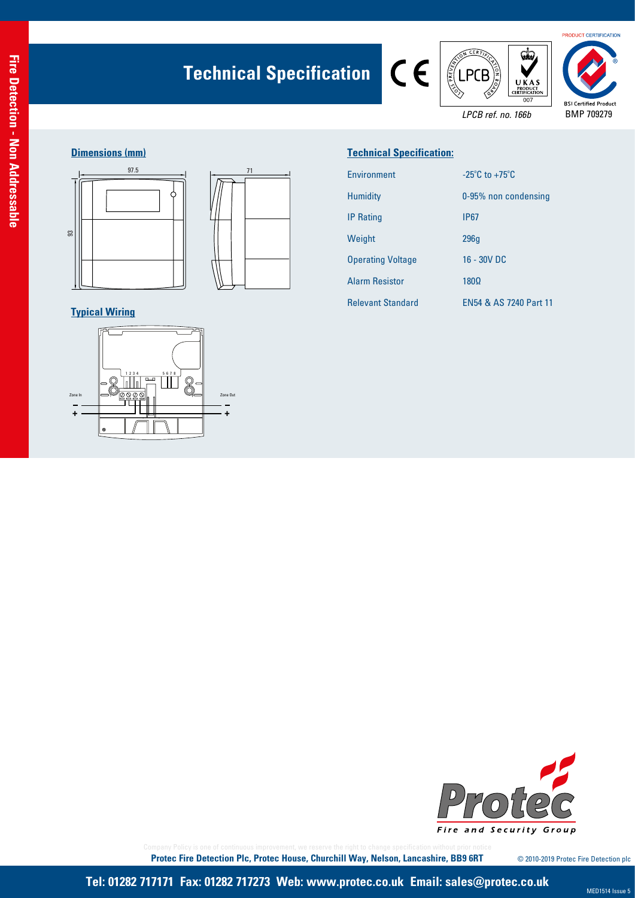# Technical Specification

LPCB ref. no. 166b

BSI Certified Product
BMP 709279

## Dimensions (mm)

97.5

71

93

## Typical Wiring

1 2 3 4

5 6 7 8

Zone In

Zone Out

–
+

–
+

## Technical Specification:

| | |
|---|---|
| Environment | -25°C to +75°C |
| Humidity | 0-95% non condensing |
| IP Rating | IP67 |
| Weight | 296g |
| Operating Voltage | 16 - 30V DC |
| Alarm Resistor | 180Ω |
| Relevant Standard | EN54 & AS 7240 Part 11 |

Company Policy is one of continuous improvement, we reserve the right to change specification without prior notice

**Protec Fire Detection Plc, Protec House, Churchill Way, Nelson, Lancashire, BB9 6RT**

© 2010-2019 Protec Fire Detection plc

**Tel: 01282 717171 Fax: 01282 717273 Web: www.protec.co.uk Email: sales@protec.co.uk**

MED1514 Issue 5